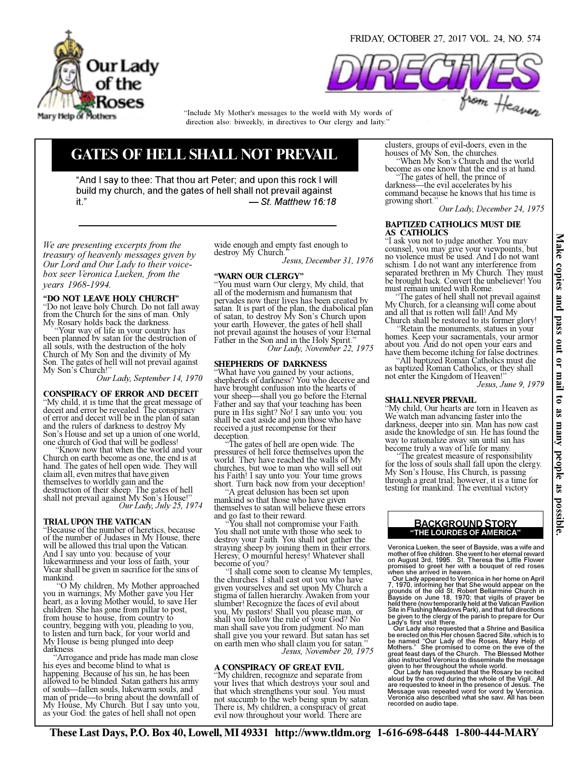Our Lady of the Roses
Mary Help of Mothers

FRIDAY, OCTOBER 27, 2017 VOL. 24, NO. 574

# DIRECTIVES from Heaven

"Include My Mother's messages to the world with My words of direction also: biweekly, in directives to Our clergy and laity."

## GATES OF HELL SHALL NOT PREVAIL

"And I say to thee: That thou art Peter; and upon this rock I will build my church, and the gates of hell shall not prevail against it." — *St. Matthew 16:18*

*We are presenting excerpts from the treasury of heavenly messages given by Our Lord and Our Lady to their voice-box seer Veronica Lueken, from the years 1968-1994.*

### "DO NOT LEAVE HOLY CHURCH"

"Do not leave holy Church. Do not fall away from the Church for the sins of man. Only My Rosary holds back the darkness.

"Your way of life in your country has been planned by satan for the destruction of all souls, with the destruction of the holy Church of My Son and the divinity of My Son. The gates of hell will not prevail against My Son's Church!"

*Our Lady, September 14, 1970*

### CONSPIRACY OF ERROR AND DECEIT

"My child, it is time that the great message of deceit and error be revealed. The conspiracy of error and deceit will be in the plan of satan and the rulers of darkness to destroy My Son's House and set up a union of one world, one church of God that will be godless!

"Know now that when the world and your Church on earth become as one, the end is at hand. The gates of hell open wide. They will claim all, even mitres that have given themselves to worldly gain and the destruction of their sheep. The gates of hell shall not prevail against My Son's House!"

*Our Lady, July 25, 1974*

### TRIAL UPON THE VATICAN

"Because of the number of heretics, because of the number of Judases in My House, there will be allowed this trial upon the Vatican. And I say unto you: because of your lukewarmness and your loss of faith, your Vicar shall be given in sacrifice for the sins of mankind.

"O My children, My Mother approached you in warnings; My Mother gave you Her heart, as a loving Mother would, to save Her children. She has gone from pillar to post, from house to house, from country to country, begging with you, pleading to you, to listen and turn back, for your world and My House is being plunged into deep darkness.

"Arrogance and pride has made man close his eyes and become blind to what is happening. Because of his sin, he has been allowed to be blinded. Satan gathers his army of souls—fallen souls, lukewarm souls, and man of pride—to bring about the downfall of My House, My Church. But I say unto you, as your God: the gates of hell shall not open wide enough and empty fast enough to destroy My Church."

*Jesus, December 31, 1976*

### "WARN OUR CLERGY"

"You must warn Our clergy, My child, that all of the modernism and humanism that pervades now their lives has been created by satan. It is part of the plan, the diabolical plan of satan, to destroy My Son's Church upon your earth. However, the gates of hell shall not prevail against the houses of your Eternal Father in the Son and in the Holy Spirit."

*Our Lady, November 22, 1975*

### SHEPHERDS OF DARKNESS

"What have you gained by your actions, shepherds of darkness? You who deceive and have brought confusion into the hearts of your sheep—shall you go before the Eternal Father and say that your teaching has been pure in His sight? No! I say unto you: you shall be cast aside and join those who have received a just recompense for their deception.

"The gates of hell are open wide. The pressures of hell force themselves upon the world. They have reached the walls of My churches, but woe to man who will sell out his Faith! I say unto you: Your time grows short. Turn back now from your deception!

"A great delusion has been set upon mankind so that those who have given themselves to satan will believe these errors and go fast to their reward.

"You shall not compromise your Faith. You shall not unite with those who seek to destroy your Faith. You shall not gather the straying sheep by joining them in their errors. Heresy, O mournful heresy! Whatever shall become of you?

"I shall come soon to cleanse My temples, the churches. I shall cast out you who have given yourselves and set upon My Church a stigma of fallen hierarchy. Awaken from your slumber! Recognize the faces of evil about you, My pastors! Shall you please man, or shall you follow the rule of your God? No man shall save you from judgment. No man shall give you your reward. But satan has set on earth men who shall claim you for satan."

*Jesus, November 20, 1975*

### A CONSPIRACY OF GREAT EVIL

"My children, recognize and separate from your lives that which destroys your soul and that which strengthens your soul. You must not succumb to the web being spun by satan. There is, My children, a conspiracy of great evil now throughout your world. There are clusters, groups of evil-doers, even in the houses of My Son, the churches.

"When My Son's Church and the world become as one know that the end is at hand.

"The gates of hell, the prince of darkness—the evil accelerates by his command because he knows that his time is growing short."

*Our Lady, December 24, 1975*

### BAPTIZED CATHOLICS MUST DIE AS CATHOLICS

"I ask you not to judge another. You may counsel, you may give your viewpoints, but no violence must be used. And I do not want schism. I do not want any interference from separated brethren in My Church. They must be brought back. Convert the unbeliever! You must remain united with Rome.

"The gates of hell shall not prevail against My Church, for a cleansing will come about and all that is rotten will fall! And My Church shall be restored to its former glory!

"Retain the monuments, statues in your homes. Keep your sacramentals, your armor about you. And do not open your ears and have them become itching for false doctrines.

"All baptized Roman Catholics must die as baptized Roman Catholics, or they shall not enter the Kingdom of Heaven!"

*Jesus, June 9, 1979*

### SHALL NEVER PREVAIL

"My child, Our hearts are torn in Heaven as We watch man advancing faster into the darkness, deeper into sin. Man has now cast aside the knowledge of sin. He has found the way to rationalize away sin until sin has become truly a way of life for many.

"The greatest measure of responsibility for the loss of souls shall fall upon the clergy. My Son's House, His Church, is passing through a great trial; however, it is a time for testing for mankind. The eventual victory

### BACKGROUND STORY
**"THE LOURDES OF AMERICA"**

Veronica Lueken, the seer of Bayside, was a wife and mother of five children. She went to her eternal reward on August 3rd, 1995. St. Theresa the Little Flower promised to greet her with a bouquet of red roses when she arrived in heaven.

Our Lady appeared to Veronica in her home on April 7, 1970, informing her that She would appear on the grounds of the old St. Robert Bellarmine Church in Bayside on June 18, 1970; that vigils of prayer be held there (now temporarily held at the Vatican Pavilion Site in Flushing Meadows Park), and that full directions be given to the clergy of the parish to prepare for Our Lady's first visit there.

Our Lady also requested that a Shrine and Basilica be erected on this Her chosen Sacred Site, which is to be named "Our Lady of the Roses, Mary Help of Mothers." She promised to come on the eve of the great feast days of the Church. The Blessed Mother also instructed Veronica to disseminate the message given to her throughout the whole world.

Our Lady has requested that the Rosary be recited aloud by the crowd during the whole of the Vigil. All are requested to kneel in the presence of Jesus. The Message was repeated word for word by Veronica. Veronica also described what she saw. All has been recorded on audio tape.

**Make copies and pass out or mail to as many people as possible.**

**These Last Days, P.O. Box 40, Lowell, MI 49331 http://www.tldm.org 1-616-698-6448 1-800-444-MARY**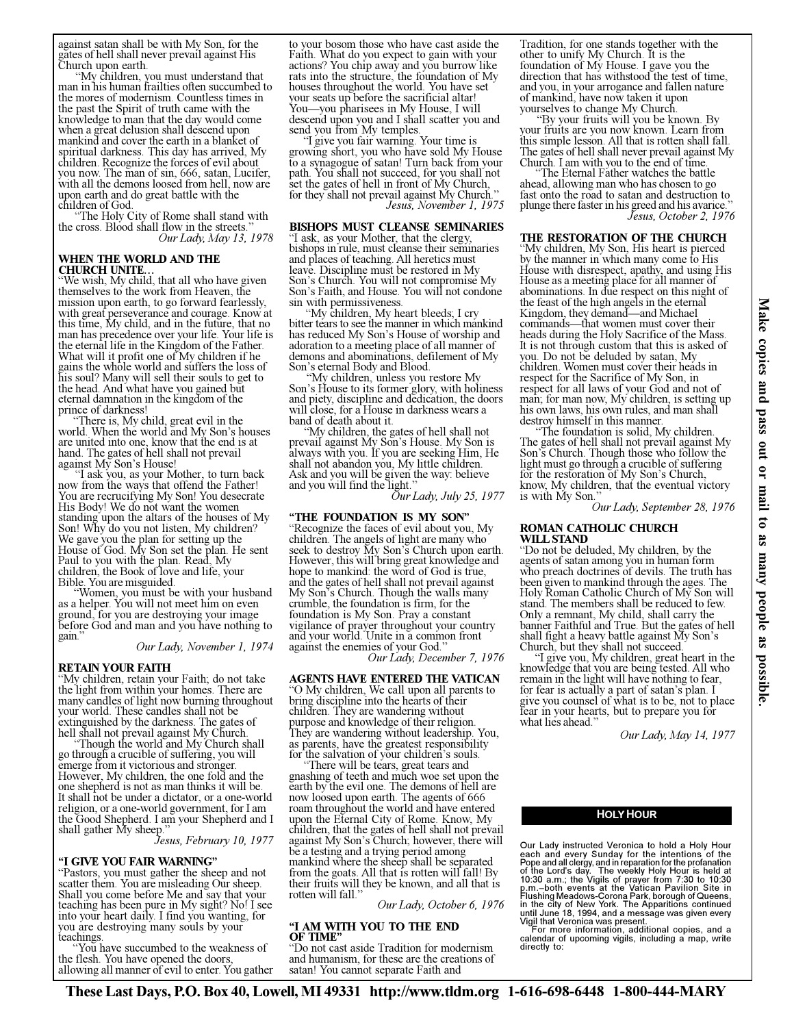against satan shall be with My Son, for the gates of hell shall never prevail against His Church upon earth.

"My children, you must understand that man in his human frailties often succumbed to the mores of modernism. Countless times in the past the Spirit of truth came with the knowledge to man that the day would come when a great delusion shall descend upon mankind and cover the earth in a blanket of spiritual darkness. This day has arrived, My children. Recognize the forces of evil about you now. The man of sin, 666, satan, Lucifer, with all the demons loosed from hell, now are upon earth and do great battle with the children of God.

"The Holy City of Rome shall stand with the cross. Blood shall flow in the streets."

*Our Lady, May 13, 1978*

### WHEN THE WORLD AND THE CHURCH UNITE…

"We wish, My child, that all who have given themselves to the work from Heaven, the mission upon earth, to go forward fearlessly, with great perseverance and courage. Know at this time, My child, and in the future, that no man has precedence over your life. Your life is the eternal life in the Kingdom of the Father. What will it profit one of My children if he gains the whole world and suffers the loss of his soul? Many will sell their souls to get to the head. And what have you gained but eternal damnation in the kingdom of the prince of darkness!

"There is, My child, great evil in the world. When the world and My Son's houses are united into one, know that the end is at hand. The gates of hell shall not prevail against My Son's House!

"I ask you, as your Mother, to turn back now from the ways that offend the Father! You are recrucifying My Son! You desecrate His Body! We do not want the women standing upon the altars of the houses of My Son! Why do you not listen, My children? We gave you the plan for setting up the House of God. My Son set the plan. He sent Paul to you with the plan. Read, My children, the Book of love and life, your Bible. You are misguided.

"Women, you must be with your husband as a helper. You will not meet him on even ground, for you are destroying your image before God and man and you have nothing to gain."

*Our Lady, November 1, 1974*

### RETAIN YOUR FAITH

"My children, retain your Faith; do not take the light from within your homes. There are many candles of light now burning throughout your world. These candles shall not be extinguished by the darkness. The gates of hell shall not prevail against My Church.

"Though the world and My Church shall go through a crucible of suffering, you will emerge from it victorious and stronger. However, My children, the one fold and the one shepherd is not as man thinks it will be. It shall not be under a dictator, or a one-world religion, or a one-world government, for I am the Good Shepherd. I am your Shepherd and I shall gather My sheep."

*Jesus, February 10, 1977*

### "I GIVE YOU FAIR WARNING"

"Pastors, you must gather the sheep and not scatter them. You are misleading Our sheep. Shall you come before Me and say that your teaching has been pure in My sight? No! I see into your heart daily. I find you wanting, for you are destroying many souls by your teachings.

"You have succumbed to the weakness of the flesh. You have opened the doors, allowing all manner of evil to enter. You gather to your bosom those who have cast aside the Faith. What do you expect to gain with your actions? You chip away and you burrow like rats into the structure, the foundation of My houses throughout the world. You have set your seats up before the sacrificial altar! You—you pharisees in My House, I will descend upon you and I shall scatter you and send you from My temples.

"I give you fair warning. Your time is growing short, you who have sold My House to a synagogue of satan! Turn back from your path. You shall not succeed, for you shall not set the gates of hell in front of My Church, for they shall not prevail against My Church."

*Jesus, November 1, 1975*

### BISHOPS MUST CLEANSE SEMINARIES

"I ask, as your Mother, that the clergy, bishops in rule, must cleanse their seminaries and places of teaching. All heretics must leave. Discipline must be restored in My Son's Church. You will not compromise My Son's Faith, and House. You will not condone sin with permissiveness.

"My children, My heart bleeds; I cry bitter tears to see the manner in which mankind has reduced My Son's House of worship and adoration to a meeting place of all manner of demons and abominations, defilement of My Son's eternal Body and Blood.

"My children, unless you restore My Son's House to its former glory, with holiness and piety, discipline and dedication, the doors will close, for a House in darkness wears a band of death about it.

"My children, the gates of hell shall not prevail against My Son's House. My Son is always with you. If you are seeking Him, He shall not abandon you, My little children. Ask and you will be given the way: believe and you will find the light."

*Our Lady, July 25, 1977*

### "THE FOUNDATION IS MY SON"

"Recognize the faces of evil about you, My children. The angels of light are many who seek to destroy My Son's Church upon earth. However, this will bring great knowledge and hope to mankind: the word of God is true, and the gates of hell shall not prevail against My Son's Church. Though the walls many crumble, the foundation is firm, for the foundation is My Son. Pray a constant vigilance of prayer throughout your country and your world. Unite in a common front against the enemies of your God."

*Our Lady, December 7, 1976*

### AGENTS HAVE ENTERED THE VATICAN

"O My children, We call upon all parents to bring discipline into the hearts of their children. They are wandering without purpose and knowledge of their religion. They are wandering without leadership. You, as parents, have the greatest responsibility for the salvation of your children's souls.

"There will be tears, great tears and gnashing of teeth and much woe set upon the earth by the evil one. The demons of hell are now loosed upon earth. The agents of 666 roam throughout the world and have entered upon the Eternal City of Rome. Know, My children, that the gates of hell shall not prevail against My Son's Church; however, there will be a testing and a trying period among mankind where the sheep shall be separated from the goats. All that is rotten will fall! By their fruits will they be known, and all that is rotten will fall."

*Our Lady, October 6, 1976*

### "I AM WITH YOU TO THE END OF TIME"

"Do not cast aside Tradition for modernism and humanism, for these are the creations of satan! You cannot separate Faith and Tradition, for one stands together with the other to unify My Church. It is the foundation of My House. I gave you the direction that has withstood the test of time, and you, in your arrogance and fallen nature of mankind, have now taken it upon yourselves to change My Church.

"By your fruits will you be known. By your fruits are you now known. Learn from this simple lesson. All that is rotten shall fall. The gates of hell shall never prevail against My Church. I am with you to the end of time.

"The Eternal Father watches the battle ahead, allowing man who has chosen to go fast onto the road to satan and destruction to plunge there faster in his greed and his avarice."

*Jesus, October 2, 1976*

### THE RESTORATION OF THE CHURCH

"My children, My Son, His heart is pierced by the manner in which many come to His House with disrespect, apathy, and using His House as a meeting place for all manner of abominations. In due respect on this night of the feast of the high angels in the eternal Kingdom, they demand—and Michael commands—that women must cover their heads during the Holy Sacrifice of the Mass. It is not through custom that this is asked of you. Do not be deluded by satan, My children. Women must cover their heads in respect for the Sacrifice of My Son, in respect for all laws of your God and not of man; for man now, My children, is setting up his own laws, his own rules, and man shall destroy himself in this manner.

"The foundation is solid, My children. The gates of hell shall not prevail against My Son's Church. Though those who follow the light must go through a crucible of suffering for the restoration of My Son's Church, know, My children, that the eventual victory is with My Son."

*Our Lady, September 28, 1976*

### ROMAN CATHOLIC CHURCH WILL STAND

"Do not be deluded, My children, by the agents of satan among you in human form who preach doctrines of devils. The truth has been given to mankind through the ages. The Holy Roman Catholic Church of My Son will stand. The members shall be reduced to few. Only a remnant, My child, shall carry the banner Faithful and True. But the gates of hell shall fight a heavy battle against My Son's Church, but they shall not succeed.

"I give you, My children, great heart in the knowledge that you are being tested. All who remain in the light will have nothing to fear, for fear is actually a part of satan's plan. I give you counsel of what is to be, not to place fear in your hearts, but to prepare you for what lies ahead."

*Our Lady, May 14, 1977*

**Make copies and pass out or mail to as many people as possible.**

### HOLY HOUR

Our Lady instructed Veronica to hold a Holy Hour each and every Sunday for the intentions of the Pope and all clergy, and in reparation for the profanation of the Lord's day. The weekly Holy Hour is held at 10:30 a.m.; the Vigils of prayer from 7:30 to 10:30 p.m.–both events at the Vatican Pavilion Site in Flushing Meadows-Corona Park, borough of Queens, in the city of New York. The Apparitions continued until June 18, 1994, and a message was given every Vigil that Veronica was present.

For more information, additional copies, and a calendar of upcoming vigils, including a map, write directly to:

**These Last Days, P.O. Box 40, Lowell, MI 49331 http://www.tldm.org 1-616-698-6448 1-800-444-MARY**